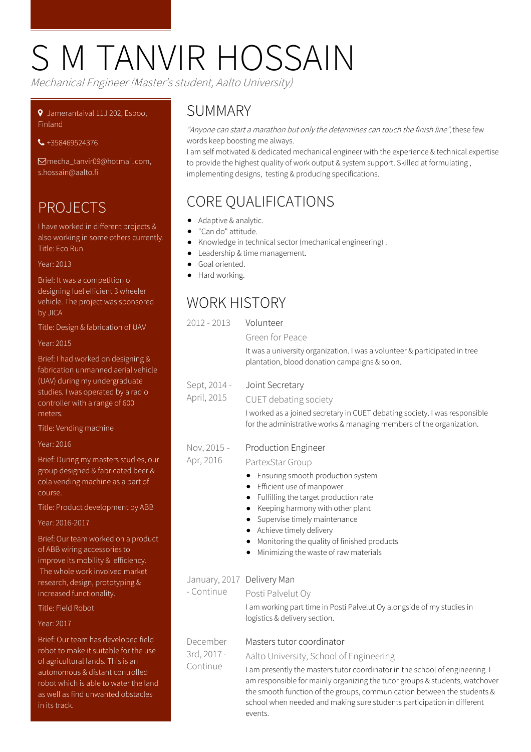# S M TANVIR HOSSAIN

*Mechanical Engineer (Master's student, Aalto University)*

Jamerantaival 11J 202, Espoo, Finland

+358469524376

mecha_tanvir09@hotmail.com, s.hossain@aalto.fi

## PROJECTS

I have worked in different projects & also working in some others currently.
Title: Eco Run

Year: 2013

Brief: It was a competition of designing fuel efficient 3 wheeler vehicle. The project was sponsored by JICA

Title: Design & fabrication of UAV

Year: 2015

Brief: I had worked on designing & fabrication unmanned aerial vehicle (UAV) during my undergraduate studies. I was operated by a radio controller with a range of 600 meters.

Title: Vending machine

Year: 2016

Brief: During my masters studies, our group designed & fabricated beer & cola vending machine as a part of course.

Title: Product development by ABB

Year: 2016-2017

Brief: Our team worked on a product of ABB wiring accessories to improve its mobility & efficiency. The whole work involved market research, design, prototyping & increased functionality.

Title: Field Robot

Year: 2017

Brief: Our team has developed field robot to make it suitable for the use of agricultural lands. This is an autonomous & distant controlled robot which is able to water the land as well as find unwanted obstacles in its track.

## SUMMARY

*"Anyone can start a marathon but only the determines can touch the finish line"*, these few words keep boosting me always.
I am self motivated & dedicated mechanical engineer with the experience & technical expertise to provide the highest quality of work output & system support. Skilled at formulating , implementing designs, testing & producing specifications.

## CORE QUALIFICATIONS

- Adaptive & analytic.
- "Can do" attitude.
- Knowledge in technical sector (mechanical engineering) .
- Leadership & time management.
- Goal oriented.
- Hard working.

## WORK HISTORY

**2012 - 2013** — Volunteer

Green for Peace

It was a university organization. I was a volunteer & participated in tree plantation, blood donation campaigns & so on.

**Sept, 2014 - April, 2015** — Joint Secretary

CUET debating society

I worked as a joined secretary in CUET debating society. I was responsible for the administrative works & managing members of the organization.

**Nov, 2015 - Apr, 2016** — Production Engineer

PartexStar Group

- Ensuring smooth production system
- Efficient use of manpower
- Fulfilling the target production rate
- Keeping harmony with other plant
- Supervise timely maintenance
- Achieve timely delivery
- Monitoring the quality of finished products
- Minimizing the waste of raw materials

**January, 2017 - Continue** — Delivery Man

Posti Palvelut Oy

I am working part time in Posti Palvelut Oy alongside of my studies in logistics & delivery section.

**December 3rd, 2017 - Continue** — Masters tutor coordinator

Aalto University, School of Engineering

I am presently the masters tutor coordinator in the school of engineering. I am responsible for mainly organizing the tutor groups & students, watchover the smooth function of the groups, communication between the students & school when needed and making sure students participation in different events.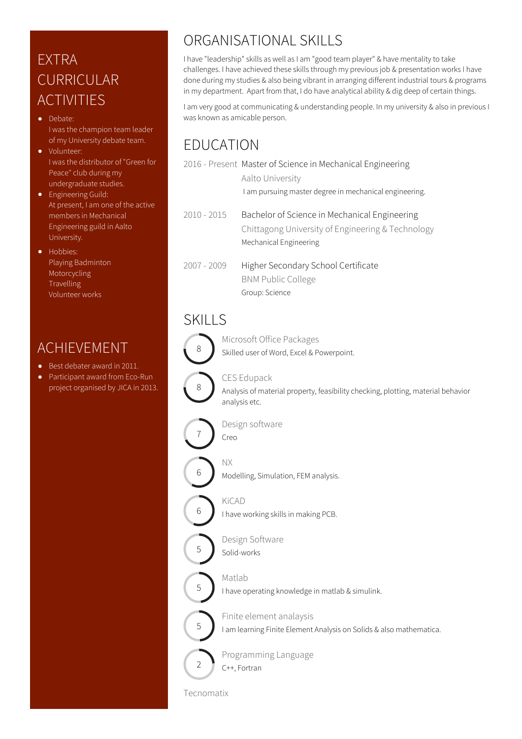# EXTRA CURRICULAR ACTIVITIES

- Debate:
  I was the champion team leader of my University debate team.
- Volunteer:
  I was the distributor of "Green for Peace" club during my undergraduate studies.
- Engineering Guild:
  At present, I am one of the active members in Mechanical Engineering guild in Aalto University.
- Hobbies:
  Playing Badminton
  Motorcycling
  Travelling
  Volunteer works

# ACHIEVEMENT

- Best debater award in 2011.
- Participant award from Eco-Run project organised by JICA in 2013.

# ORGANISATIONAL SKILLS

I have "leadership" skills as well as I am "good team player" & have mentality to take challenges. I have achieved these skills through my previous job & presentation works I have done during my studies & also being vibrant in arranging different industrial tours & programs in my department. Apart from that, I do have analytical ability & dig deep of certain things.

I am very good at communicating & understanding people. In my university & also in previous I was known as amicable person.

# EDUCATION

**2016 - Present** Master of Science in Mechanical Engineering
Aalto University
I am pursuing master degree in mechanical engineering.

**2010 - 2015** Bachelor of Science in Mechanical Engineering
Chittagong University of Engineering & Technology
Mechanical Engineering

**2007 - 2009** Higher Secondary School Certificate
BNM Public College
Group: Science

# SKILLS

**8** Microsoft Office Packages
Skilled user of Word, Excel & Powerpoint.

**8** CES Edupack
Analysis of material property, feasibility checking, plotting, material behavior analysis etc.

**7** Design software
Creo

**6** NX
Modelling, Simulation, FEM analysis.

**6** KiCAD
I have working skills in making PCB.

**5** Design Software
Solid-works

**5** Matlab
I have operating knowledge in matlab & simulink.

**5** Finite element analysis
I am learning Finite Element Analysis on Solids & also mathematica.

**2** Programming Language
C++, Fortran

Tecnomatix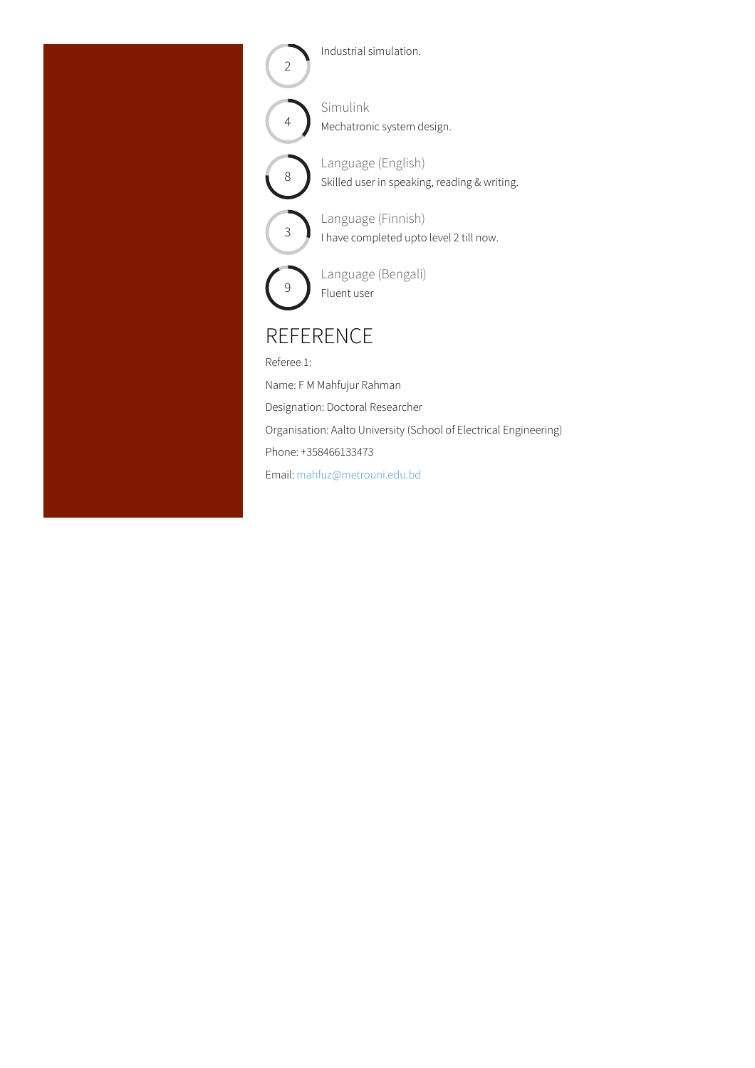2

Industrial simulation.

4

Simulink
Mechatronic system design.

8

Language (English)
Skilled user in speaking, reading & writing.

3

Language (Finnish)
I have completed upto level 2 till now.

9

Language (Bengali)
Fluent user

# REFERENCE

Referee 1:

Name: F M Mahfujur Rahman

Designation: Doctoral Researcher

Organisation: Aalto University (School of Electrical Engineering)

Phone: +358466133473

Email: mahfuz@metrouni.edu.bd